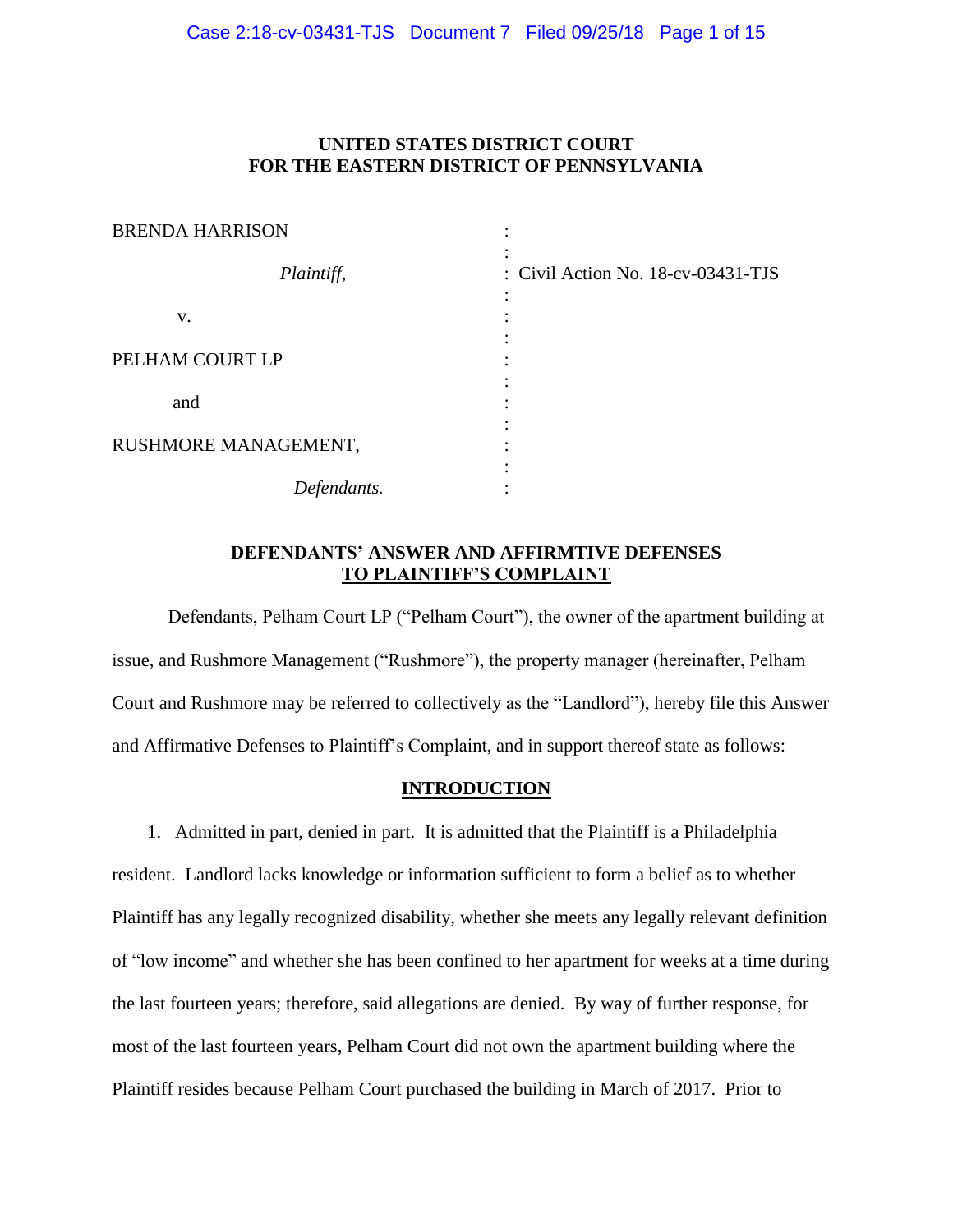**UNITED STATES DISTRICT COURT**
**FOR THE EASTERN DISTRICT OF PENNSYLVANIA**

| | | |
|---|---|---|
| BRENDA HARRISON | : | |
| *Plaintiff,* | : | Civil Action No. 18-cv-03431-TJS |
| v. | : | |
| PELHAM COURT LP | : | |
| and | : | |
| RUSHMORE MANAGEMENT, | : | |
| *Defendants.* | : | |

**DEFENDANTS' ANSWER AND AFFIRMTIVE DEFENSES**
**<u>TO PLAINTIFF'S COMPLAINT</u>**

Defendants, Pelham Court LP ("Pelham Court"), the owner of the apartment building at issue, and Rushmore Management ("Rushmore"), the property manager (hereinafter, Pelham Court and Rushmore may be referred to collectively as the "Landlord"), hereby file this Answer and Affirmative Defenses to Plaintiff's Complaint, and in support thereof state as follows:

## <u>INTRODUCTION</u>

1. Admitted in part, denied in part. It is admitted that the Plaintiff is a Philadelphia resident. Landlord lacks knowledge or information sufficient to form a belief as to whether Plaintiff has any legally recognized disability, whether she meets any legally relevant definition of "low income" and whether she has been confined to her apartment for weeks at a time during the last fourteen years; therefore, said allegations are denied. By way of further response, for most of the last fourteen years, Pelham Court did not own the apartment building where the Plaintiff resides because Pelham Court purchased the building in March of 2017. Prior to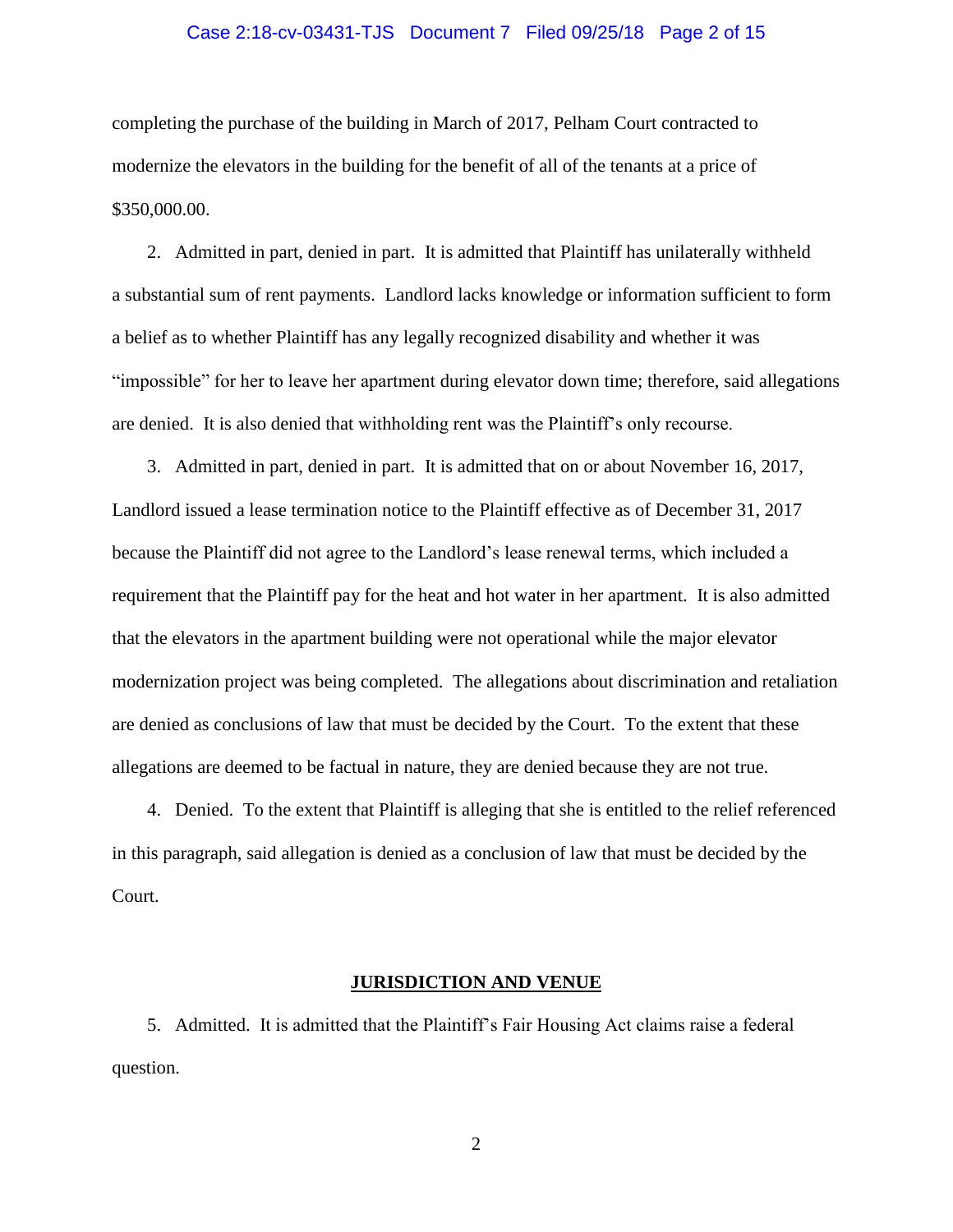completing the purchase of the building in March of 2017, Pelham Court contracted to modernize the elevators in the building for the benefit of all of the tenants at a price of $350,000.00.

2. Admitted in part, denied in part. It is admitted that Plaintiff has unilaterally withheld a substantial sum of rent payments. Landlord lacks knowledge or information sufficient to form a belief as to whether Plaintiff has any legally recognized disability and whether it was "impossible" for her to leave her apartment during elevator down time; therefore, said allegations are denied. It is also denied that withholding rent was the Plaintiff's only recourse.

3. Admitted in part, denied in part. It is admitted that on or about November 16, 2017, Landlord issued a lease termination notice to the Plaintiff effective as of December 31, 2017 because the Plaintiff did not agree to the Landlord's lease renewal terms, which included a requirement that the Plaintiff pay for the heat and hot water in her apartment. It is also admitted that the elevators in the apartment building were not operational while the major elevator modernization project was being completed. The allegations about discrimination and retaliation are denied as conclusions of law that must be decided by the Court. To the extent that these allegations are deemed to be factual in nature, they are denied because they are not true.

4. Denied. To the extent that Plaintiff is alleging that she is entitled to the relief referenced in this paragraph, said allegation is denied as a conclusion of law that must be decided by the Court.

## JURISDICTION AND VENUE

5. Admitted. It is admitted that the Plaintiff's Fair Housing Act claims raise a federal question.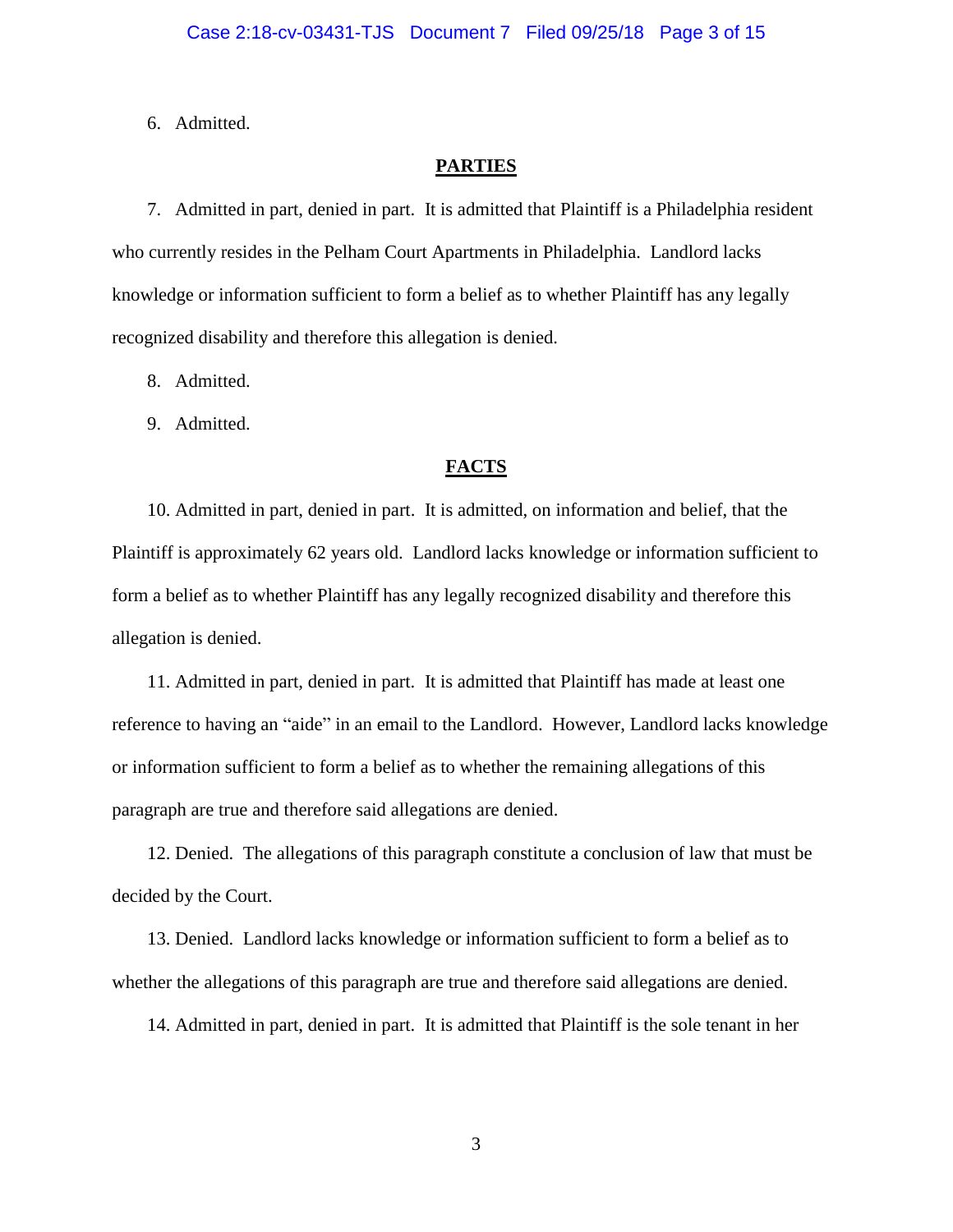6. Admitted.

**PARTIES**

7. Admitted in part, denied in part. It is admitted that Plaintiff is a Philadelphia resident who currently resides in the Pelham Court Apartments in Philadelphia. Landlord lacks knowledge or information sufficient to form a belief as to whether Plaintiff has any legally recognized disability and therefore this allegation is denied.

8. Admitted.

9. Admitted.

**FACTS**

10. Admitted in part, denied in part. It is admitted, on information and belief, that the Plaintiff is approximately 62 years old. Landlord lacks knowledge or information sufficient to form a belief as to whether Plaintiff has any legally recognized disability and therefore this allegation is denied.

11. Admitted in part, denied in part. It is admitted that Plaintiff has made at least one reference to having an "aide" in an email to the Landlord. However, Landlord lacks knowledge or information sufficient to form a belief as to whether the remaining allegations of this paragraph are true and therefore said allegations are denied.

12. Denied. The allegations of this paragraph constitute a conclusion of law that must be decided by the Court.

13. Denied. Landlord lacks knowledge or information sufficient to form a belief as to whether the allegations of this paragraph are true and therefore said allegations are denied.

14. Admitted in part, denied in part. It is admitted that Plaintiff is the sole tenant in her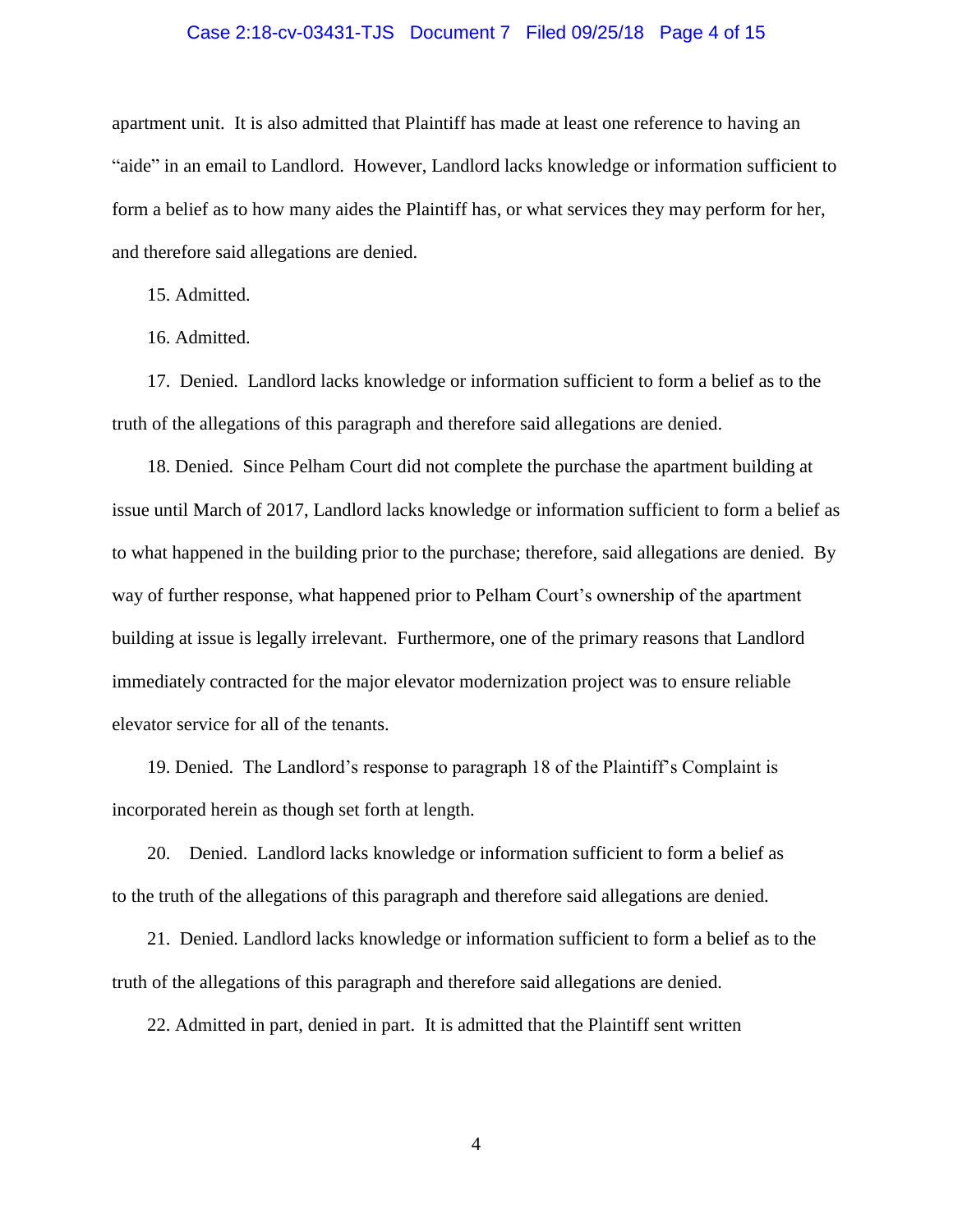apartment unit. It is also admitted that Plaintiff has made at least one reference to having an "aide" in an email to Landlord. However, Landlord lacks knowledge or information sufficient to form a belief as to how many aides the Plaintiff has, or what services they may perform for her, and therefore said allegations are denied.

15. Admitted.

16. Admitted.

17. Denied. Landlord lacks knowledge or information sufficient to form a belief as to the truth of the allegations of this paragraph and therefore said allegations are denied.

18. Denied. Since Pelham Court did not complete the purchase the apartment building at issue until March of 2017, Landlord lacks knowledge or information sufficient to form a belief as to what happened in the building prior to the purchase; therefore, said allegations are denied. By way of further response, what happened prior to Pelham Court's ownership of the apartment building at issue is legally irrelevant. Furthermore, one of the primary reasons that Landlord immediately contracted for the major elevator modernization project was to ensure reliable elevator service for all of the tenants.

19. Denied. The Landlord's response to paragraph 18 of the Plaintiff's Complaint is incorporated herein as though set forth at length.

20. Denied. Landlord lacks knowledge or information sufficient to form a belief as to the truth of the allegations of this paragraph and therefore said allegations are denied.

21. Denied. Landlord lacks knowledge or information sufficient to form a belief as to the truth of the allegations of this paragraph and therefore said allegations are denied.

22. Admitted in part, denied in part. It is admitted that the Plaintiff sent written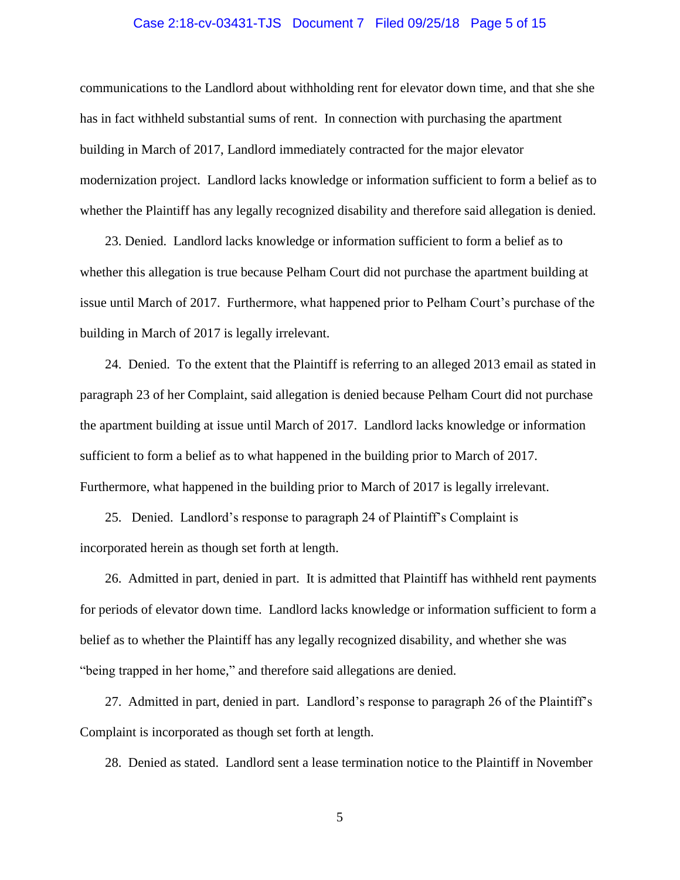communications to the Landlord about withholding rent for elevator down time, and that she she has in fact withheld substantial sums of rent. In connection with purchasing the apartment building in March of 2017, Landlord immediately contracted for the major elevator modernization project. Landlord lacks knowledge or information sufficient to form a belief as to whether the Plaintiff has any legally recognized disability and therefore said allegation is denied.

23. Denied. Landlord lacks knowledge or information sufficient to form a belief as to whether this allegation is true because Pelham Court did not purchase the apartment building at issue until March of 2017. Furthermore, what happened prior to Pelham Court's purchase of the building in March of 2017 is legally irrelevant.

24. Denied. To the extent that the Plaintiff is referring to an alleged 2013 email as stated in paragraph 23 of her Complaint, said allegation is denied because Pelham Court did not purchase the apartment building at issue until March of 2017. Landlord lacks knowledge or information sufficient to form a belief as to what happened in the building prior to March of 2017. Furthermore, what happened in the building prior to March of 2017 is legally irrelevant.

25. Denied. Landlord's response to paragraph 24 of Plaintiff's Complaint is incorporated herein as though set forth at length.

26. Admitted in part, denied in part. It is admitted that Plaintiff has withheld rent payments for periods of elevator down time. Landlord lacks knowledge or information sufficient to form a belief as to whether the Plaintiff has any legally recognized disability, and whether she was "being trapped in her home," and therefore said allegations are denied.

27. Admitted in part, denied in part. Landlord's response to paragraph 26 of the Plaintiff's Complaint is incorporated as though set forth at length.

28. Denied as stated. Landlord sent a lease termination notice to the Plaintiff in November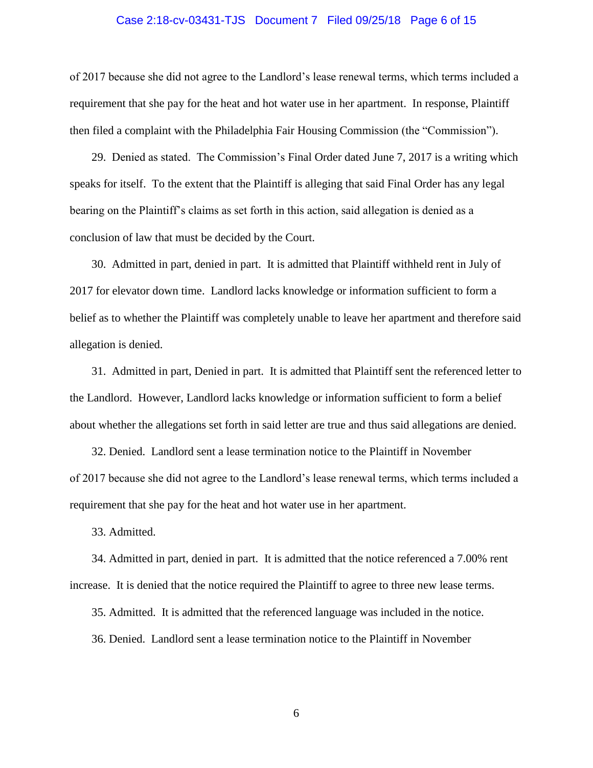of 2017 because she did not agree to the Landlord's lease renewal terms, which terms included a requirement that she pay for the heat and hot water use in her apartment. In response, Plaintiff then filed a complaint with the Philadelphia Fair Housing Commission (the "Commission").

29. Denied as stated. The Commission's Final Order dated June 7, 2017 is a writing which speaks for itself. To the extent that the Plaintiff is alleging that said Final Order has any legal bearing on the Plaintiff's claims as set forth in this action, said allegation is denied as a conclusion of law that must be decided by the Court.

30. Admitted in part, denied in part. It is admitted that Plaintiff withheld rent in July of 2017 for elevator down time. Landlord lacks knowledge or information sufficient to form a belief as to whether the Plaintiff was completely unable to leave her apartment and therefore said allegation is denied.

31. Admitted in part, Denied in part. It is admitted that Plaintiff sent the referenced letter to the Landlord. However, Landlord lacks knowledge or information sufficient to form a belief about whether the allegations set forth in said letter are true and thus said allegations are denied.

32. Denied. Landlord sent a lease termination notice to the Plaintiff in November of 2017 because she did not agree to the Landlord's lease renewal terms, which terms included a requirement that she pay for the heat and hot water use in her apartment.

33. Admitted.

34. Admitted in part, denied in part. It is admitted that the notice referenced a 7.00% rent increase. It is denied that the notice required the Plaintiff to agree to three new lease terms.

35. Admitted. It is admitted that the referenced language was included in the notice.

36. Denied. Landlord sent a lease termination notice to the Plaintiff in November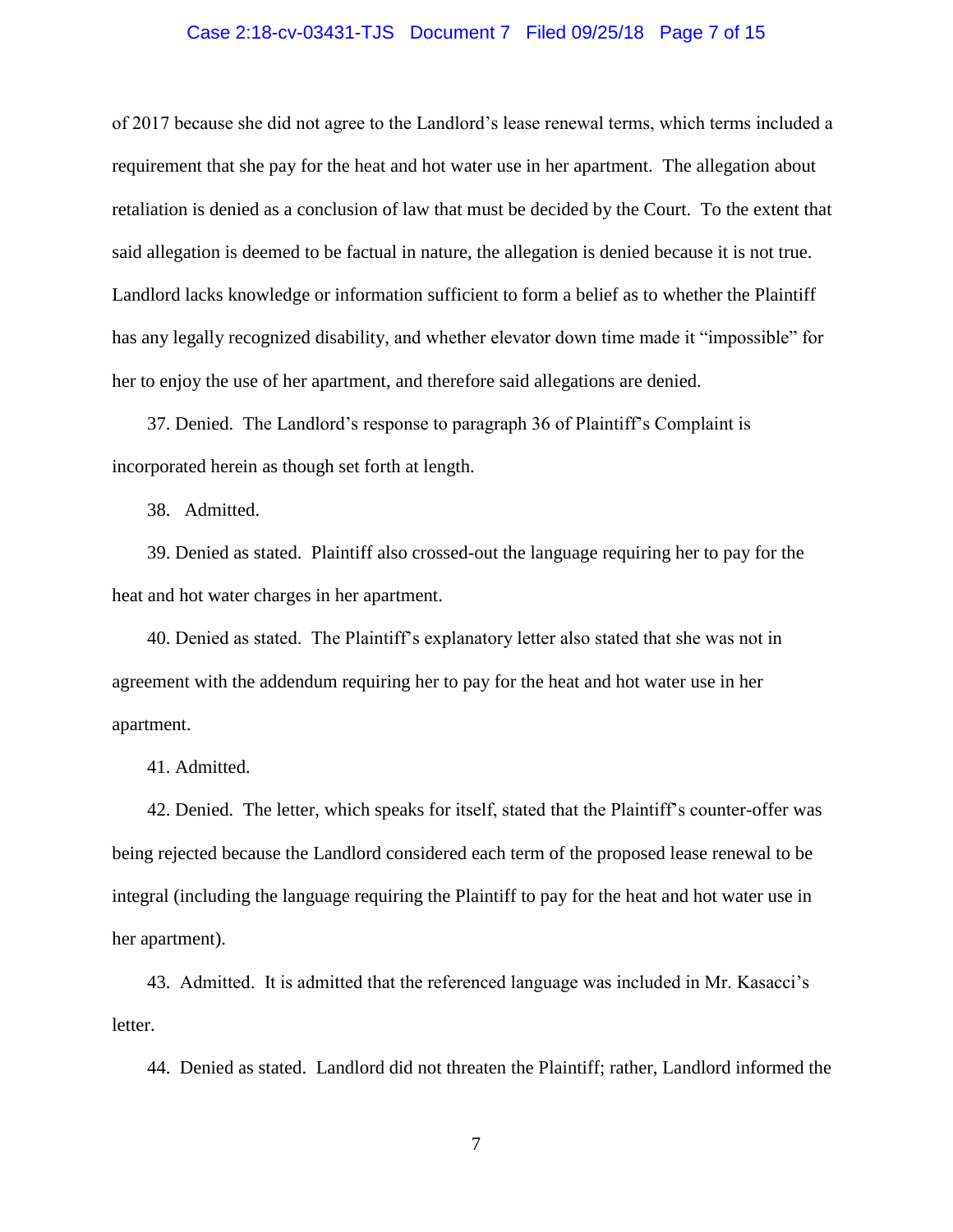of 2017 because she did not agree to the Landlord's lease renewal terms, which terms included a requirement that she pay for the heat and hot water use in her apartment. The allegation about retaliation is denied as a conclusion of law that must be decided by the Court. To the extent that said allegation is deemed to be factual in nature, the allegation is denied because it is not true. Landlord lacks knowledge or information sufficient to form a belief as to whether the Plaintiff has any legally recognized disability, and whether elevator down time made it "impossible" for her to enjoy the use of her apartment, and therefore said allegations are denied.

37. Denied. The Landlord's response to paragraph 36 of Plaintiff's Complaint is incorporated herein as though set forth at length.

38. Admitted.

39. Denied as stated. Plaintiff also crossed-out the language requiring her to pay for the heat and hot water charges in her apartment.

40. Denied as stated. The Plaintiff's explanatory letter also stated that she was not in agreement with the addendum requiring her to pay for the heat and hot water use in her apartment.

41. Admitted.

42. Denied. The letter, which speaks for itself, stated that the Plaintiff's counter-offer was being rejected because the Landlord considered each term of the proposed lease renewal to be integral (including the language requiring the Plaintiff to pay for the heat and hot water use in her apartment).

43. Admitted. It is admitted that the referenced language was included in Mr. Kasacci's letter.

44. Denied as stated. Landlord did not threaten the Plaintiff; rather, Landlord informed the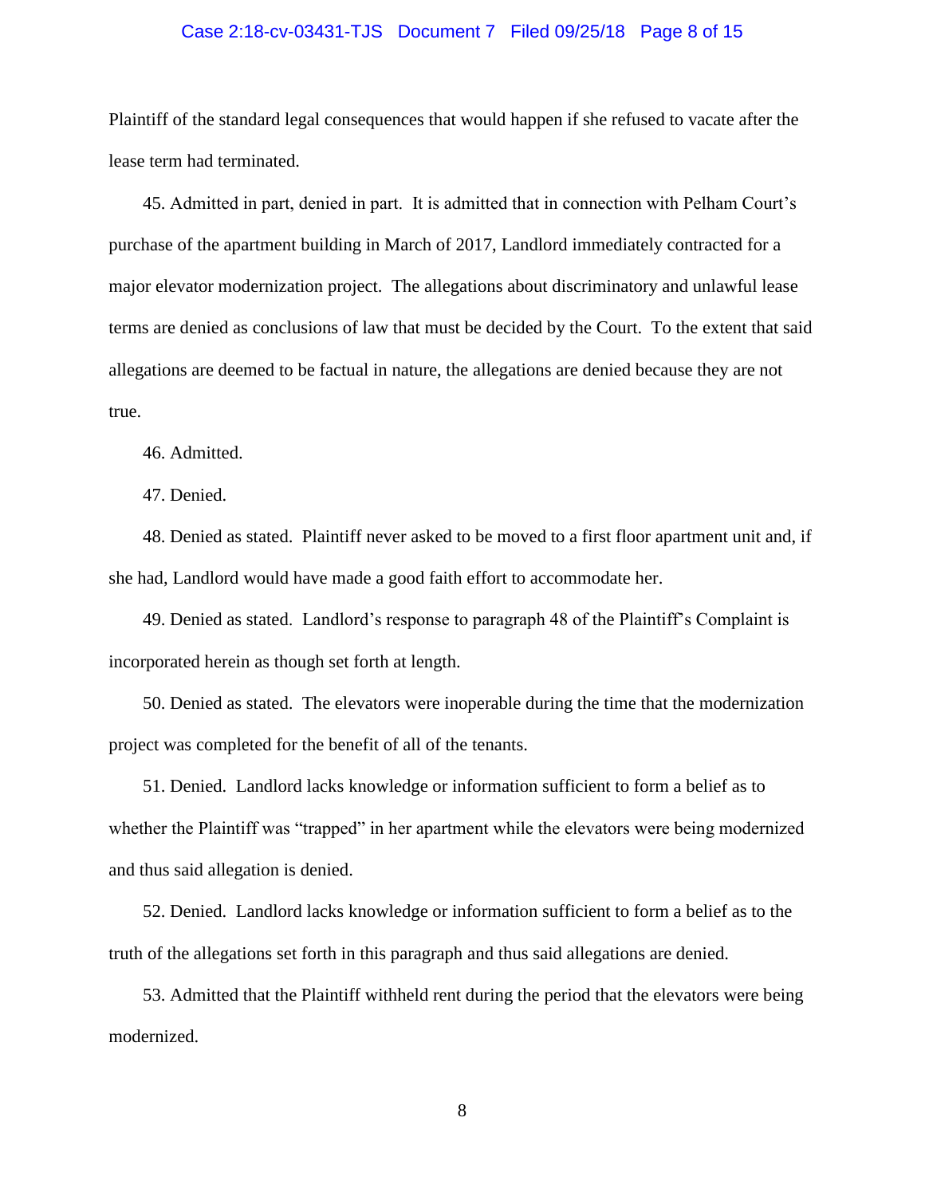Plaintiff of the standard legal consequences that would happen if she refused to vacate after the lease term had terminated.

45. Admitted in part, denied in part. It is admitted that in connection with Pelham Court's purchase of the apartment building in March of 2017, Landlord immediately contracted for a major elevator modernization project. The allegations about discriminatory and unlawful lease terms are denied as conclusions of law that must be decided by the Court. To the extent that said allegations are deemed to be factual in nature, the allegations are denied because they are not true.

46. Admitted.

47. Denied.

48. Denied as stated. Plaintiff never asked to be moved to a first floor apartment unit and, if she had, Landlord would have made a good faith effort to accommodate her.

49. Denied as stated. Landlord's response to paragraph 48 of the Plaintiff's Complaint is incorporated herein as though set forth at length.

50. Denied as stated. The elevators were inoperable during the time that the modernization project was completed for the benefit of all of the tenants.

51. Denied. Landlord lacks knowledge or information sufficient to form a belief as to whether the Plaintiff was "trapped" in her apartment while the elevators were being modernized and thus said allegation is denied.

52. Denied. Landlord lacks knowledge or information sufficient to form a belief as to the truth of the allegations set forth in this paragraph and thus said allegations are denied.

53. Admitted that the Plaintiff withheld rent during the period that the elevators were being modernized.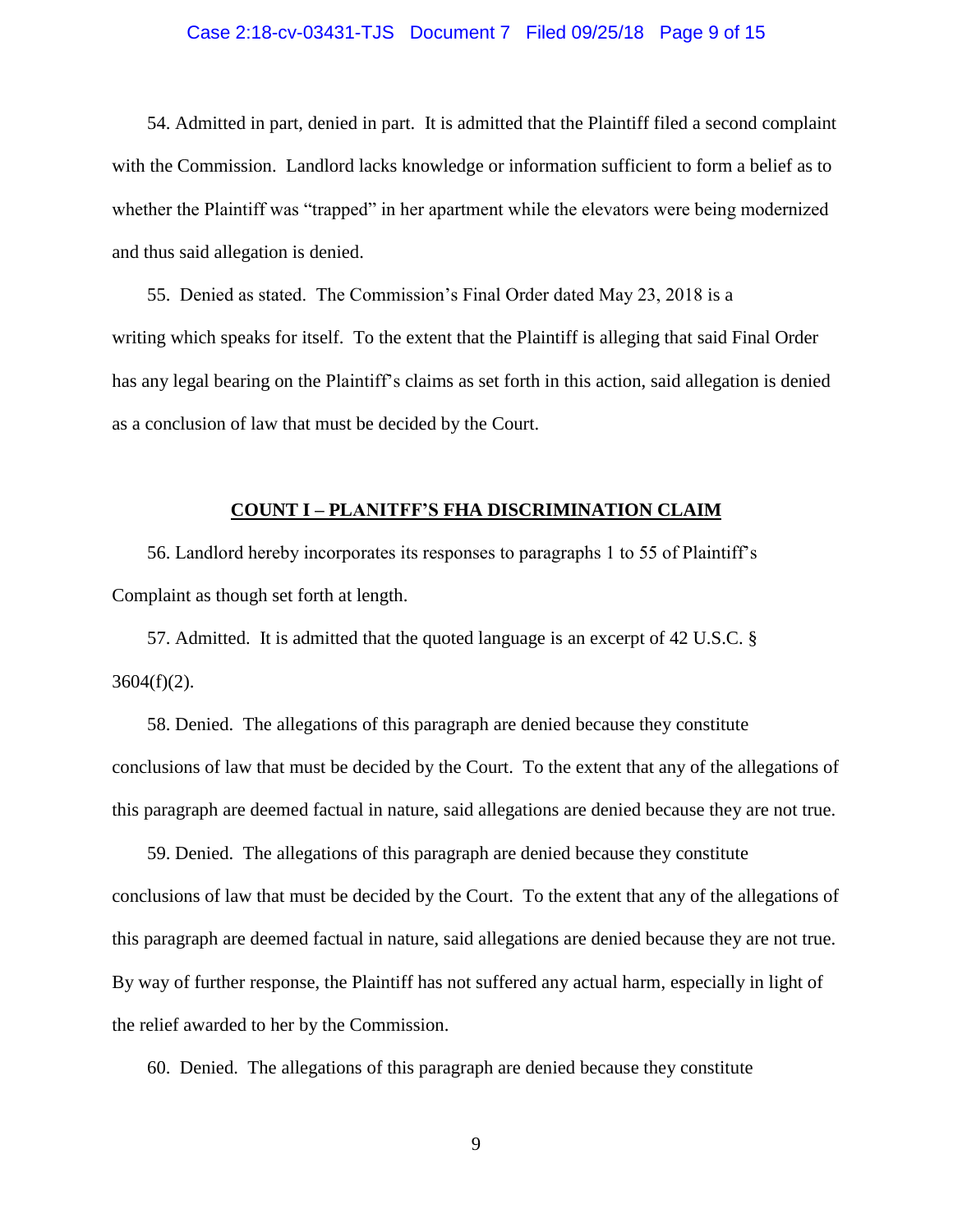54. Admitted in part, denied in part. It is admitted that the Plaintiff filed a second complaint with the Commission. Landlord lacks knowledge or information sufficient to form a belief as to whether the Plaintiff was "trapped" in her apartment while the elevators were being modernized and thus said allegation is denied.

55. Denied as stated. The Commission's Final Order dated May 23, 2018 is a writing which speaks for itself. To the extent that the Plaintiff is alleging that said Final Order has any legal bearing on the Plaintiff's claims as set forth in this action, said allegation is denied as a conclusion of law that must be decided by the Court.

**COUNT I – PLANITFF'S FHA DISCRIMINATION CLAIM**

56. Landlord hereby incorporates its responses to paragraphs 1 to 55 of Plaintiff's Complaint as though set forth at length.

57. Admitted. It is admitted that the quoted language is an excerpt of 42 U.S.C. § 3604(f)(2).

58. Denied. The allegations of this paragraph are denied because they constitute conclusions of law that must be decided by the Court. To the extent that any of the allegations of this paragraph are deemed factual in nature, said allegations are denied because they are not true.

59. Denied. The allegations of this paragraph are denied because they constitute conclusions of law that must be decided by the Court. To the extent that any of the allegations of this paragraph are deemed factual in nature, said allegations are denied because they are not true. By way of further response, the Plaintiff has not suffered any actual harm, especially in light of the relief awarded to her by the Commission.

60. Denied. The allegations of this paragraph are denied because they constitute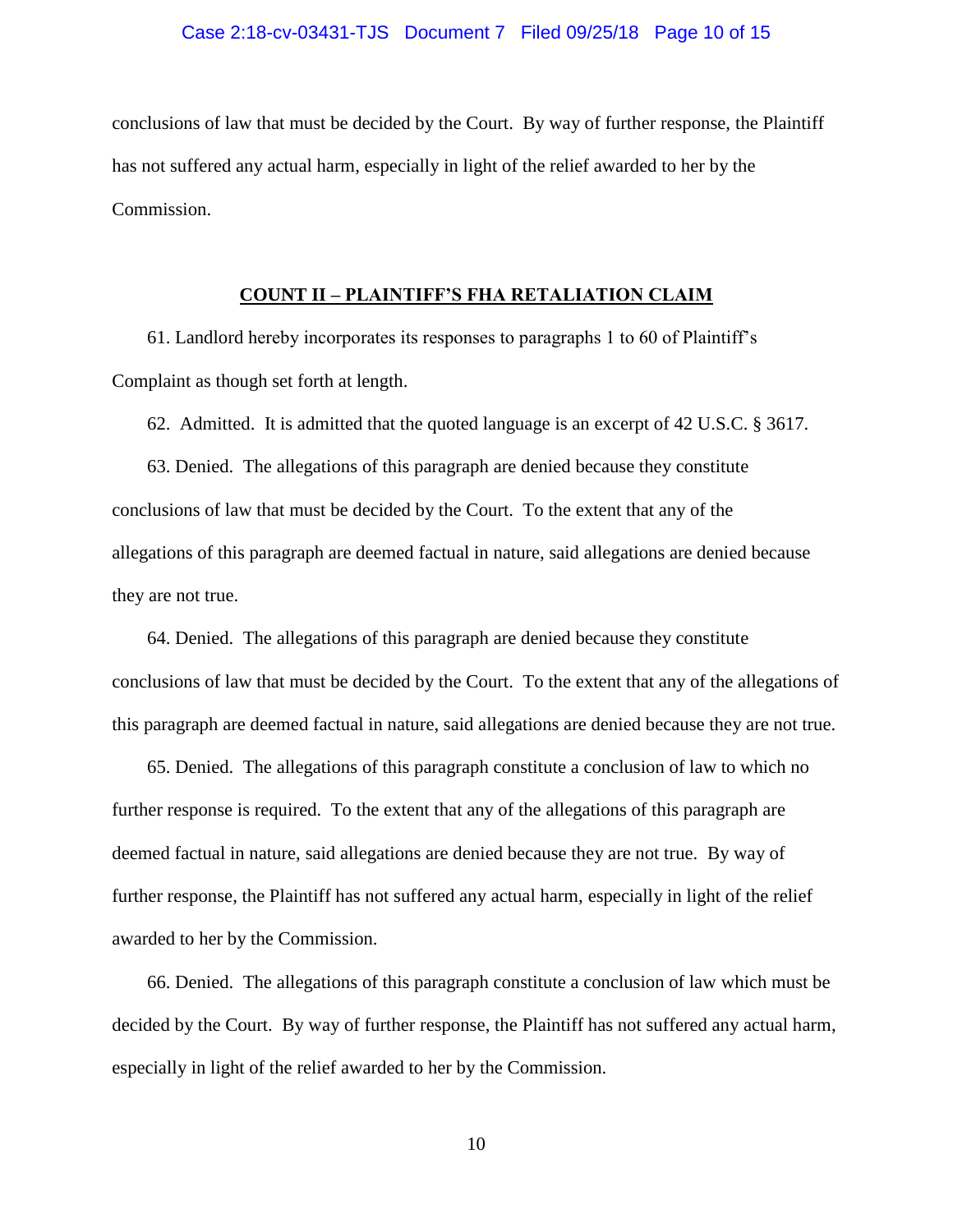conclusions of law that must be decided by the Court. By way of further response, the Plaintiff has not suffered any actual harm, especially in light of the relief awarded to her by the Commission.

## COUNT II – PLAINTIFF'S FHA RETALIATION CLAIM

61. Landlord hereby incorporates its responses to paragraphs 1 to 60 of Plaintiff's Complaint as though set forth at length.

62. Admitted. It is admitted that the quoted language is an excerpt of 42 U.S.C. § 3617.

63. Denied. The allegations of this paragraph are denied because they constitute conclusions of law that must be decided by the Court. To the extent that any of the allegations of this paragraph are deemed factual in nature, said allegations are denied because they are not true.

64. Denied. The allegations of this paragraph are denied because they constitute conclusions of law that must be decided by the Court. To the extent that any of the allegations of this paragraph are deemed factual in nature, said allegations are denied because they are not true.

65. Denied. The allegations of this paragraph constitute a conclusion of law to which no further response is required. To the extent that any of the allegations of this paragraph are deemed factual in nature, said allegations are denied because they are not true. By way of further response, the Plaintiff has not suffered any actual harm, especially in light of the relief awarded to her by the Commission.

66. Denied. The allegations of this paragraph constitute a conclusion of law which must be decided by the Court. By way of further response, the Plaintiff has not suffered any actual harm, especially in light of the relief awarded to her by the Commission.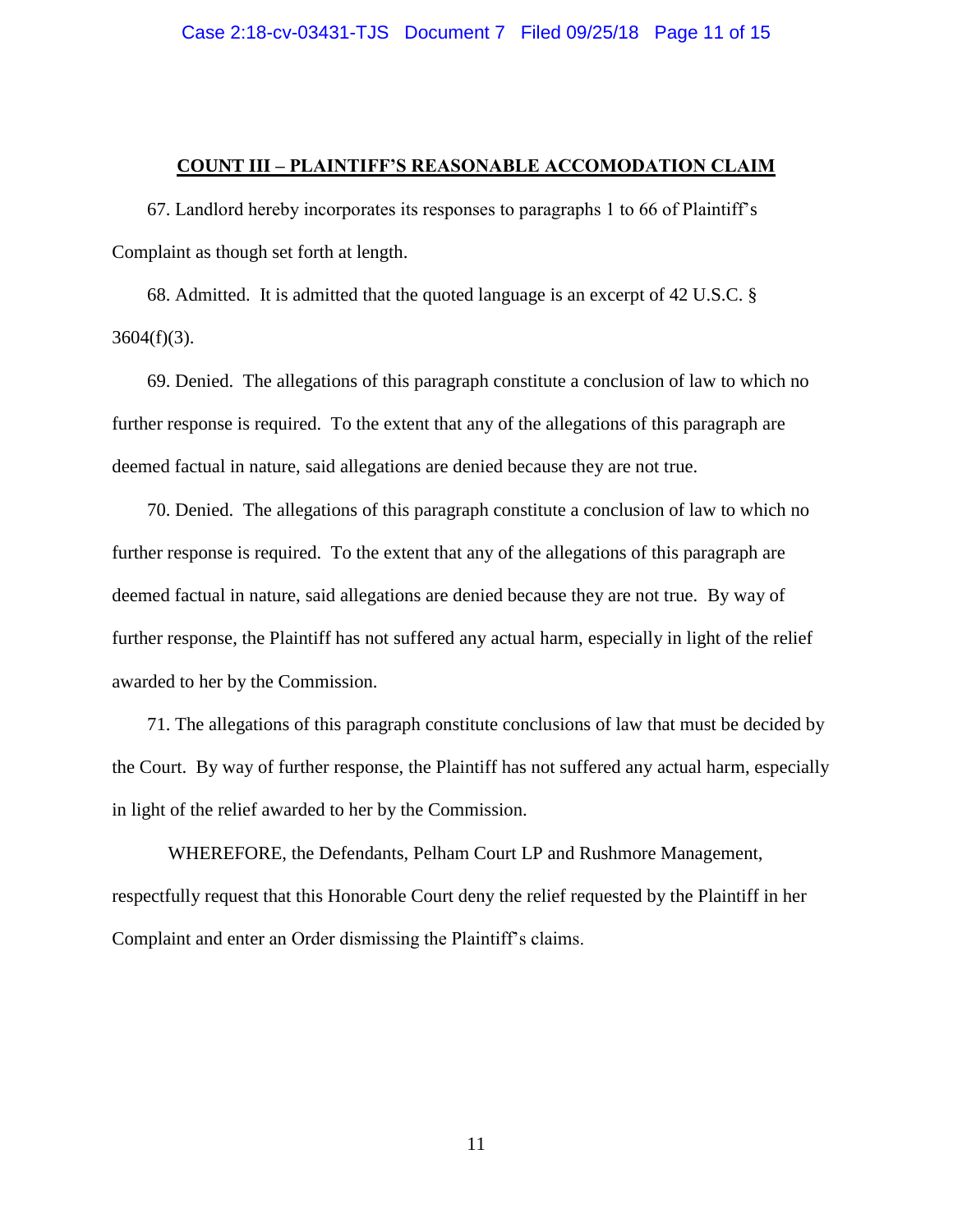## COUNT III – PLAINTIFF'S REASONABLE ACCOMODATION CLAIM

67. Landlord hereby incorporates its responses to paragraphs 1 to 66 of Plaintiff's Complaint as though set forth at length.

68. Admitted. It is admitted that the quoted language is an excerpt of 42 U.S.C. § 3604(f)(3).

69. Denied. The allegations of this paragraph constitute a conclusion of law to which no further response is required. To the extent that any of the allegations of this paragraph are deemed factual in nature, said allegations are denied because they are not true.

70. Denied. The allegations of this paragraph constitute a conclusion of law to which no further response is required. To the extent that any of the allegations of this paragraph are deemed factual in nature, said allegations are denied because they are not true. By way of further response, the Plaintiff has not suffered any actual harm, especially in light of the relief awarded to her by the Commission.

71. The allegations of this paragraph constitute conclusions of law that must be decided by the Court. By way of further response, the Plaintiff has not suffered any actual harm, especially in light of the relief awarded to her by the Commission.

WHEREFORE, the Defendants, Pelham Court LP and Rushmore Management, respectfully request that this Honorable Court deny the relief requested by the Plaintiff in her Complaint and enter an Order dismissing the Plaintiff's claims.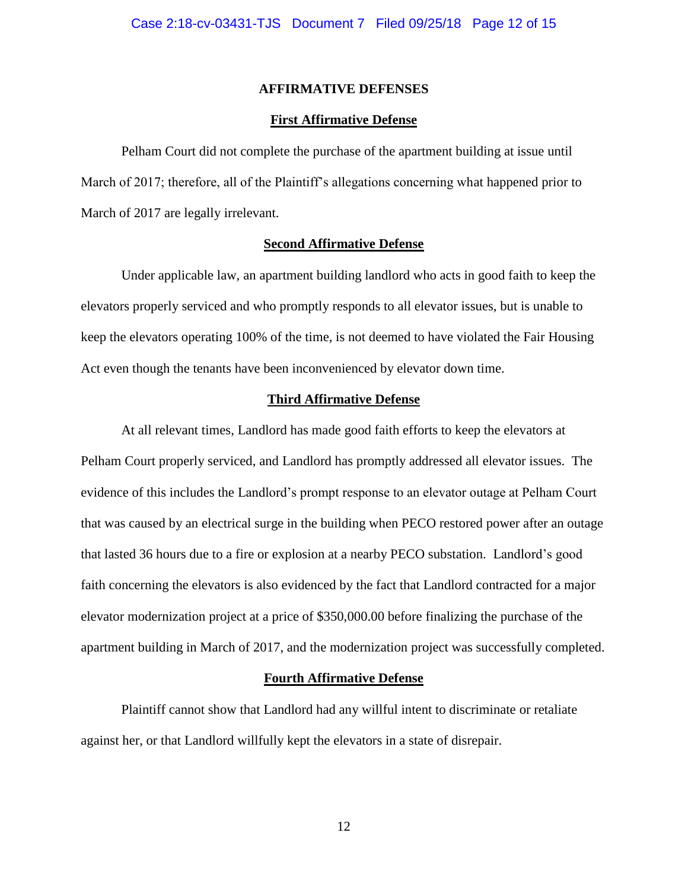## AFFIRMATIVE DEFENSES

### First Affirmative Defense

Pelham Court did not complete the purchase of the apartment building at issue until March of 2017; therefore, all of the Plaintiff's allegations concerning what happened prior to March of 2017 are legally irrelevant.

### Second Affirmative Defense

Under applicable law, an apartment building landlord who acts in good faith to keep the elevators properly serviced and who promptly responds to all elevator issues, but is unable to keep the elevators operating 100% of the time, is not deemed to have violated the Fair Housing Act even though the tenants have been inconvenienced by elevator down time.

### Third Affirmative Defense

At all relevant times, Landlord has made good faith efforts to keep the elevators at Pelham Court properly serviced, and Landlord has promptly addressed all elevator issues. The evidence of this includes the Landlord's prompt response to an elevator outage at Pelham Court that was caused by an electrical surge in the building when PECO restored power after an outage that lasted 36 hours due to a fire or explosion at a nearby PECO substation. Landlord's good faith concerning the elevators is also evidenced by the fact that Landlord contracted for a major elevator modernization project at a price of $350,000.00 before finalizing the purchase of the apartment building in March of 2017, and the modernization project was successfully completed.

### Fourth Affirmative Defense

Plaintiff cannot show that Landlord had any willful intent to discriminate or retaliate against her, or that Landlord willfully kept the elevators in a state of disrepair.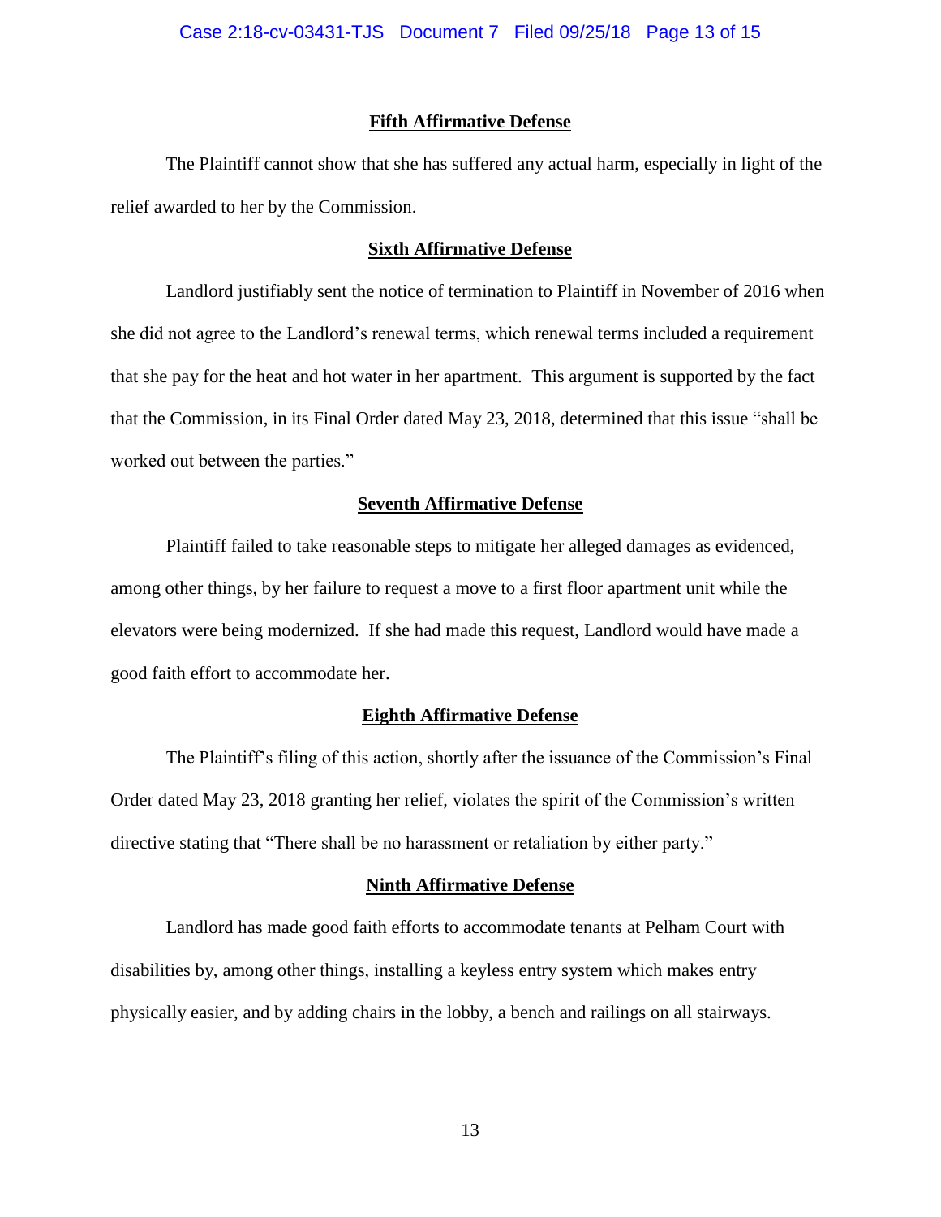**Fifth Affirmative Defense**

The Plaintiff cannot show that she has suffered any actual harm, especially in light of the relief awarded to her by the Commission.

**Sixth Affirmative Defense**

Landlord justifiably sent the notice of termination to Plaintiff in November of 2016 when she did not agree to the Landlord's renewal terms, which renewal terms included a requirement that she pay for the heat and hot water in her apartment. This argument is supported by the fact that the Commission, in its Final Order dated May 23, 2018, determined that this issue "shall be worked out between the parties."

**Seventh Affirmative Defense**

Plaintiff failed to take reasonable steps to mitigate her alleged damages as evidenced, among other things, by her failure to request a move to a first floor apartment unit while the elevators were being modernized. If she had made this request, Landlord would have made a good faith effort to accommodate her.

**Eighth Affirmative Defense**

The Plaintiff's filing of this action, shortly after the issuance of the Commission's Final Order dated May 23, 2018 granting her relief, violates the spirit of the Commission's written directive stating that "There shall be no harassment or retaliation by either party."

**Ninth Affirmative Defense**

Landlord has made good faith efforts to accommodate tenants at Pelham Court with disabilities by, among other things, installing a keyless entry system which makes entry physically easier, and by adding chairs in the lobby, a bench and railings on all stairways.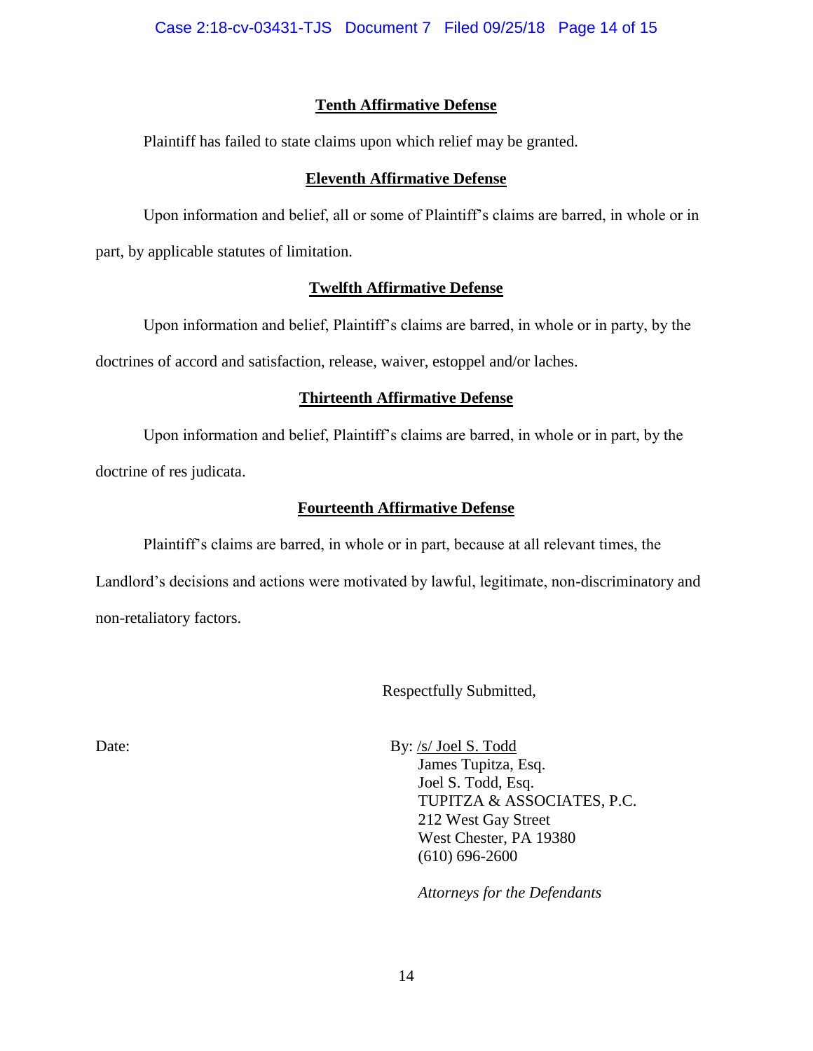**Tenth Affirmative Defense**

Plaintiff has failed to state claims upon which relief may be granted.

**Eleventh Affirmative Defense**

Upon information and belief, all or some of Plaintiff's claims are barred, in whole or in part, by applicable statutes of limitation.

**Twelfth Affirmative Defense**

Upon information and belief, Plaintiff's claims are barred, in whole or in party, by the doctrines of accord and satisfaction, release, waiver, estoppel and/or laches.

**Thirteenth Affirmative Defense**

Upon information and belief, Plaintiff's claims are barred, in whole or in part, by the doctrine of res judicata.

**Fourteenth Affirmative Defense**

Plaintiff's claims are barred, in whole or in part, because at all relevant times, the Landlord's decisions and actions were motivated by lawful, legitimate, non-discriminatory and non-retaliatory factors.

Respectfully Submitted,

Date:

By: /s/ Joel S. Todd
James Tupitza, Esq.
Joel S. Todd, Esq.
TUPITZA & ASSOCIATES, P.C.
212 West Gay Street
West Chester, PA 19380
(610) 696-2600

*Attorneys for the Defendants*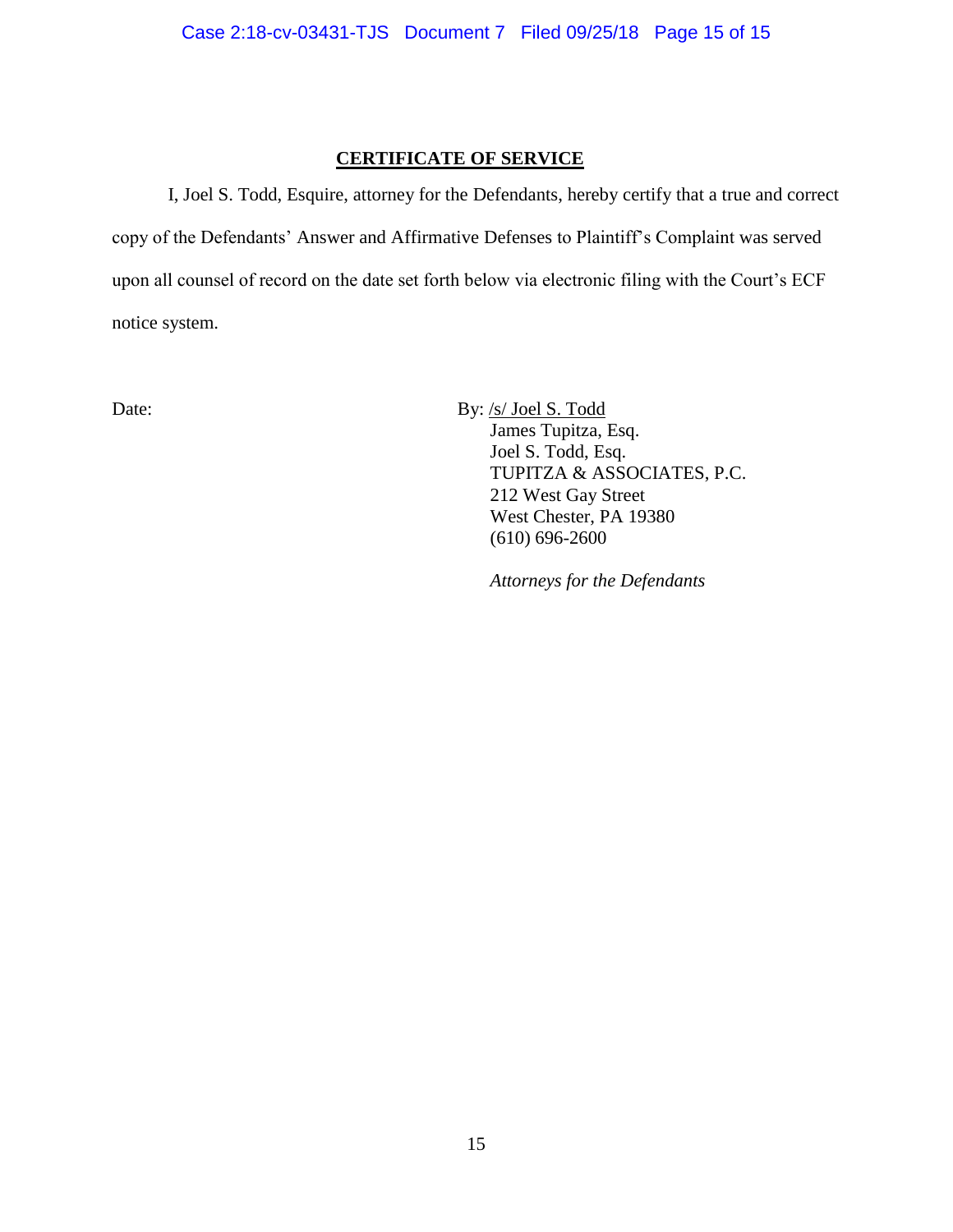## CERTIFICATE OF SERVICE

I, Joel S. Todd, Esquire, attorney for the Defendants, hereby certify that a true and correct copy of the Defendants' Answer and Affirmative Defenses to Plaintiff's Complaint was served upon all counsel of record on the date set forth below via electronic filing with the Court's ECF notice system.

Date:

By: /s/ Joel S. Todd
James Tupitza, Esq.
Joel S. Todd, Esq.
TUPITZA & ASSOCIATES, P.C.
212 West Gay Street
West Chester, PA 19380
(610) 696-2600

*Attorneys for the Defendants*